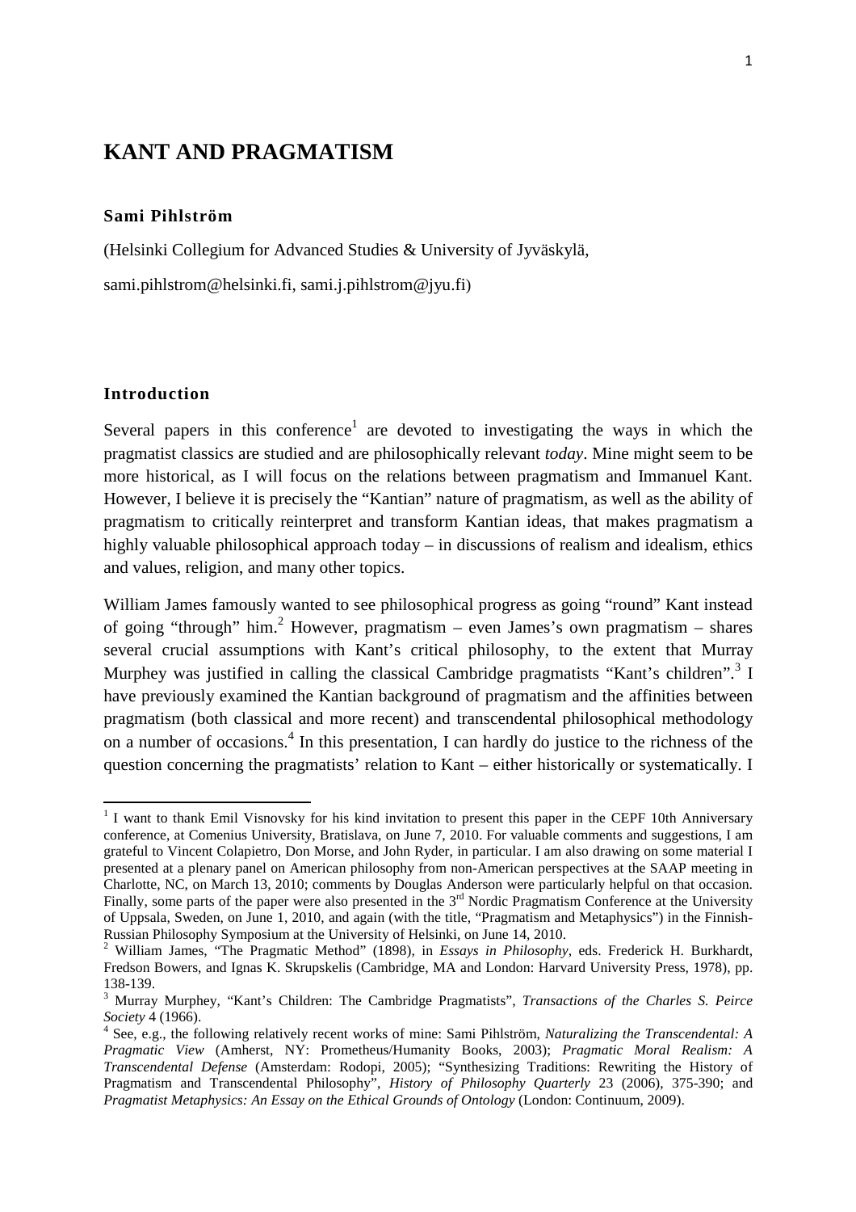# KANT AND PRAGMATISM

**Sami Pihlström**

(Helsinki Collegium for Advanced Studies & University of Jyväskylä,

sami.pihlstrom@helsinki.fi, sami.j.pihlstrom@jyu.fi)

## Introduction

Several papers in this conference[1] are devoted to investigating the ways in which the pragmatist classics are studied and are philosophically relevant *today*. Mine might seem to be more historical, as I will focus on the relations between pragmatism and Immanuel Kant. However, I believe it is precisely the "Kantian" nature of pragmatism, as well as the ability of pragmatism to critically reinterpret and transform Kantian ideas, that makes pragmatism a highly valuable philosophical approach today – in discussions of realism and idealism, ethics and values, religion, and many other topics.

William James famously wanted to see philosophical progress as going "round" Kant instead of going "through" him.[2] However, pragmatism – even James's own pragmatism – shares several crucial assumptions with Kant's critical philosophy, to the extent that Murray Murphey was justified in calling the classical Cambridge pragmatists "Kant's children".[3] I have previously examined the Kantian background of pragmatism and the affinities between pragmatism (both classical and more recent) and transcendental philosophical methodology on a number of occasions.[4] In this presentation, I can hardly do justice to the richness of the question concerning the pragmatists' relation to Kant – either historically or systematically. I

---

[1] I want to thank Emil Visnovsky for his kind invitation to present this paper in the CEPF 10th Anniversary conference, at Comenius University, Bratislava, on June 7, 2010. For valuable comments and suggestions, I am grateful to Vincent Colapietro, Don Morse, and John Ryder, in particular. I am also drawing on some material I presented at a plenary panel on American philosophy from non-American perspectives at the SAAP meeting in Charlotte, NC, on March 13, 2010; comments by Douglas Anderson were particularly helpful on that occasion. Finally, some parts of the paper were also presented in the 3rd Nordic Pragmatism Conference at the University of Uppsala, Sweden, on June 1, 2010, and again (with the title, "Pragmatism and Metaphysics") in the Finnish-Russian Philosophy Symposium at the University of Helsinki, on June 14, 2010.

[2] William James, "The Pragmatic Method" (1898), in *Essays in Philosophy*, eds. Frederick H. Burkhardt, Fredson Bowers, and Ignas K. Skrupskelis (Cambridge, MA and London: Harvard University Press, 1978), pp. 138-139.

[3] Murray Murphey, "Kant's Children: The Cambridge Pragmatists", *Transactions of the Charles S. Peirce Society* 4 (1966).

[4] See, e.g., the following relatively recent works of mine: Sami Pihlström, *Naturalizing the Transcendental: A Pragmatic View* (Amherst, NY: Prometheus/Humanity Books, 2003); *Pragmatic Moral Realism: A Transcendental Defense* (Amsterdam: Rodopi, 2005); "Synthesizing Traditions: Rewriting the History of Pragmatism and Transcendental Philosophy", *History of Philosophy Quarterly* 23 (2006), 375-390; and *Pragmatist Metaphysics: An Essay on the Ethical Grounds of Ontology* (London: Continuum, 2009).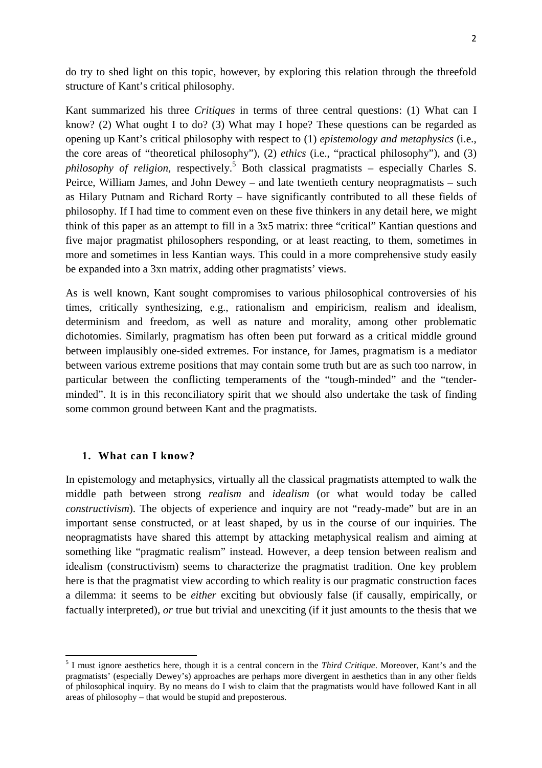do try to shed light on this topic, however, by exploring this relation through the threefold structure of Kant's critical philosophy.

Kant summarized his three *Critiques* in terms of three central questions: (1) What can I know? (2) What ought I to do? (3) What may I hope? These questions can be regarded as opening up Kant's critical philosophy with respect to (1) *epistemology and metaphysics* (i.e., the core areas of "theoretical philosophy"), (2) *ethics* (i.e., "practical philosophy"), and (3) *philosophy of religion*, respectively.[5] Both classical pragmatists – especially Charles S. Peirce, William James, and John Dewey – and late twentieth century neopragmatists – such as Hilary Putnam and Richard Rorty – have significantly contributed to all these fields of philosophy. If I had time to comment even on these five thinkers in any detail here, we might think of this paper as an attempt to fill in a 3x5 matrix: three "critical" Kantian questions and five major pragmatist philosophers responding, or at least reacting, to them, sometimes in more and sometimes in less Kantian ways. This could in a more comprehensive study easily be expanded into a 3xn matrix, adding other pragmatists' views.

As is well known, Kant sought compromises to various philosophical controversies of his times, critically synthesizing, e.g., rationalism and empiricism, realism and idealism, determinism and freedom, as well as nature and morality, among other problematic dichotomies. Similarly, pragmatism has often been put forward as a critical middle ground between implausibly one-sided extremes. For instance, for James, pragmatism is a mediator between various extreme positions that may contain some truth but are as such too narrow, in particular between the conflicting temperaments of the "tough-minded" and the "tender-minded". It is in this reconciliatory spirit that we should also undertake the task of finding some common ground between Kant and the pragmatists.

## 1. What can I know?

In epistemology and metaphysics, virtually all the classical pragmatists attempted to walk the middle path between strong *realism* and *idealism* (or what would today be called *constructivism*). The objects of experience and inquiry are not "ready-made" but are in an important sense constructed, or at least shaped, by us in the course of our inquiries. The neopragmatists have shared this attempt by attacking metaphysical realism and aiming at something like "pragmatic realism" instead. However, a deep tension between realism and idealism (constructivism) seems to characterize the pragmatist tradition. One key problem here is that the pragmatist view according to which reality is our pragmatic construction faces a dilemma: it seems to be *either* exciting but obviously false (if causally, empirically, or factually interpreted), *or* true but trivial and unexciting (if it just amounts to the thesis that we

---

[5] I must ignore aesthetics here, though it is a central concern in the *Third Critique*. Moreover, Kant's and the pragmatists' (especially Dewey's) approaches are perhaps more divergent in aesthetics than in any other fields of philosophical inquiry. By no means do I wish to claim that the pragmatists would have followed Kant in all areas of philosophy – that would be stupid and preposterous.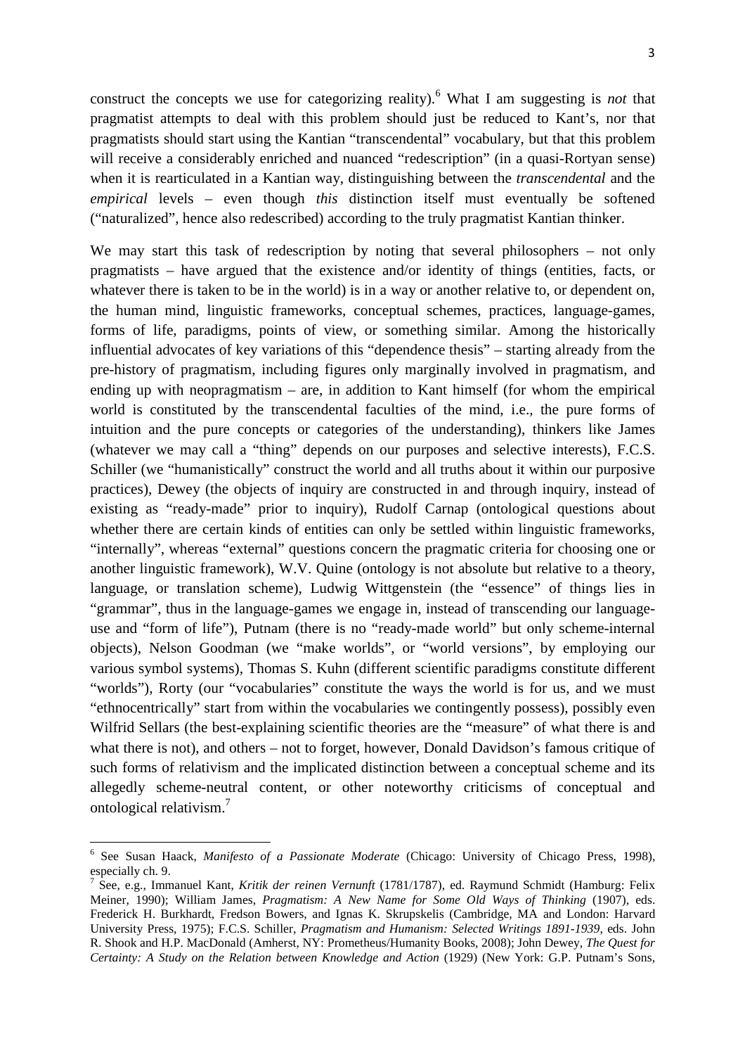construct the concepts we use for categorizing reality).[6] What I am suggesting is *not* that pragmatist attempts to deal with this problem should just be reduced to Kant's, nor that pragmatists should start using the Kantian "transcendental" vocabulary, but that this problem will receive a considerably enriched and nuanced "redescription" (in a quasi-Rortyan sense) when it is rearticulated in a Kantian way, distinguishing between the *transcendental* and the *empirical* levels – even though *this* distinction itself must eventually be softened ("naturalized", hence also redescribed) according to the truly pragmatist Kantian thinker.

We may start this task of redescription by noting that several philosophers – not only pragmatists – have argued that the existence and/or identity of things (entities, facts, or whatever there is taken to be in the world) is in a way or another relative to, or dependent on, the human mind, linguistic frameworks, conceptual schemes, practices, language-games, forms of life, paradigms, points of view, or something similar. Among the historically influential advocates of key variations of this "dependence thesis" – starting already from the pre-history of pragmatism, including figures only marginally involved in pragmatism, and ending up with neopragmatism – are, in addition to Kant himself (for whom the empirical world is constituted by the transcendental faculties of the mind, i.e., the pure forms of intuition and the pure concepts or categories of the understanding), thinkers like James (whatever we may call a "thing" depends on our purposes and selective interests), F.C.S. Schiller (we "humanistically" construct the world and all truths about it within our purposive practices), Dewey (the objects of inquiry are constructed in and through inquiry, instead of existing as "ready-made" prior to inquiry), Rudolf Carnap (ontological questions about whether there are certain kinds of entities can only be settled within linguistic frameworks, "internally", whereas "external" questions concern the pragmatic criteria for choosing one or another linguistic framework), W.V. Quine (ontology is not absolute but relative to a theory, language, or translation scheme), Ludwig Wittgenstein (the "essence" of things lies in "grammar", thus in the language-games we engage in, instead of transcending our language-use and "form of life"), Putnam (there is no "ready-made world" but only scheme-internal objects), Nelson Goodman (we "make worlds", or "world versions", by employing our various symbol systems), Thomas S. Kuhn (different scientific paradigms constitute different "worlds"), Rorty (our "vocabularies" constitute the ways the world is for us, and we must "ethnocentrically" start from within the vocabularies we contingently possess), possibly even Wilfrid Sellars (the best-explaining scientific theories are the "measure" of what there is and what there is not), and others – not to forget, however, Donald Davidson's famous critique of such forms of relativism and the implicated distinction between a conceptual scheme and its allegedly scheme-neutral content, or other noteworthy criticisms of conceptual and ontological relativism.[7]

---

[6] See Susan Haack, *Manifesto of a Passionate Moderate* (Chicago: University of Chicago Press, 1998), especially ch. 9.

[7] See, e.g., Immanuel Kant, *Kritik der reinen Vernunft* (1781/1787), ed. Raymund Schmidt (Hamburg: Felix Meiner, 1990); William James, *Pragmatism: A New Name for Some Old Ways of Thinking* (1907), eds. Frederick H. Burkhardt, Fredson Bowers, and Ignas K. Skrupskelis (Cambridge, MA and London: Harvard University Press, 1975); F.C.S. Schiller, *Pragmatism and Humanism: Selected Writings 1891-1939*, eds. John R. Shook and H.P. MacDonald (Amherst, NY: Prometheus/Humanity Books, 2008); John Dewey, *The Quest for Certainty: A Study on the Relation between Knowledge and Action* (1929) (New York: G.P. Putnam's Sons,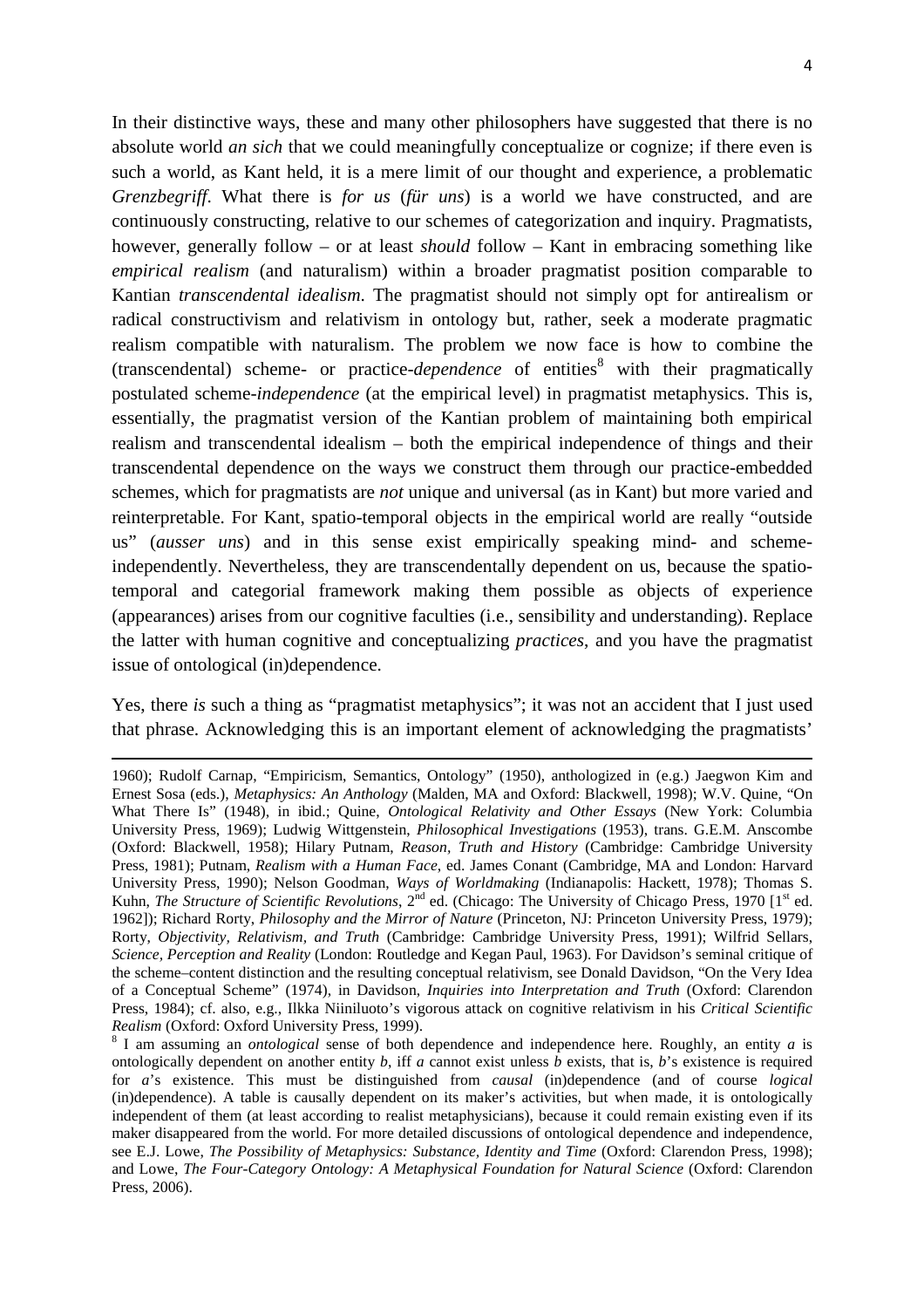In their distinctive ways, these and many other philosophers have suggested that there is no absolute world *an sich* that we could meaningfully conceptualize or cognize; if there even is such a world, as Kant held, it is a mere limit of our thought and experience, a problematic *Grenzbegriff*. What there is *for us* (*für uns*) is a world we have constructed, and are continuously constructing, relative to our schemes of categorization and inquiry. Pragmatists, however, generally follow – or at least *should* follow – Kant in embracing something like *empirical realism* (and naturalism) within a broader pragmatist position comparable to Kantian *transcendental idealism*. The pragmatist should not simply opt for antirealism or radical constructivism and relativism in ontology but, rather, seek a moderate pragmatic realism compatible with naturalism. The problem we now face is how to combine the (transcendental) scheme- or practice-*dependence* of entities[8] with their pragmatically postulated scheme-*independence* (at the empirical level) in pragmatist metaphysics. This is, essentially, the pragmatist version of the Kantian problem of maintaining both empirical realism and transcendental idealism – both the empirical independence of things and their transcendental dependence on the ways we construct them through our practice-embedded schemes, which for pragmatists are *not* unique and universal (as in Kant) but more varied and reinterpretable. For Kant, spatio-temporal objects in the empirical world are really "outside us" (*ausser uns*) and in this sense exist empirically speaking mind- and scheme-independently. Nevertheless, they are transcendentally dependent on us, because the spatio-temporal and categorial framework making them possible as objects of experience (appearances) arises from our cognitive faculties (i.e., sensibility and understanding). Replace the latter with human cognitive and conceptualizing *practices*, and you have the pragmatist issue of ontological (in)dependence.

Yes, there *is* such a thing as "pragmatist metaphysics"; it was not an accident that I just used that phrase. Acknowledging this is an important element of acknowledging the pragmatists'

---

1960); Rudolf Carnap, "Empiricism, Semantics, Ontology" (1950), anthologized in (e.g.) Jaegwon Kim and Ernest Sosa (eds.), *Metaphysics: An Anthology* (Malden, MA and Oxford: Blackwell, 1998); W.V. Quine, "On What There Is" (1948), in ibid.; Quine, *Ontological Relativity and Other Essays* (New York: Columbia University Press, 1969); Ludwig Wittgenstein, *Philosophical Investigations* (1953), trans. G.E.M. Anscombe (Oxford: Blackwell, 1958); Hilary Putnam, *Reason, Truth and History* (Cambridge: Cambridge University Press, 1981); Putnam, *Realism with a Human Face*, ed. James Conant (Cambridge, MA and London: Harvard University Press, 1990); Nelson Goodman, *Ways of Worldmaking* (Indianapolis: Hackett, 1978); Thomas S. Kuhn, *The Structure of Scientific Revolutions*, 2nd ed. (Chicago: The University of Chicago Press, 1970 [1st ed. 1962]); Richard Rorty, *Philosophy and the Mirror of Nature* (Princeton, NJ: Princeton University Press, 1979); Rorty, *Objectivity, Relativism, and Truth* (Cambridge: Cambridge University Press, 1991); Wilfrid Sellars, *Science, Perception and Reality* (London: Routledge and Kegan Paul, 1963). For Davidson's seminal critique of the scheme–content distinction and the resulting conceptual relativism, see Donald Davidson, "On the Very Idea of a Conceptual Scheme" (1974), in Davidson, *Inquiries into Interpretation and Truth* (Oxford: Clarendon Press, 1984); cf. also, e.g., Ilkka Niiniluoto's vigorous attack on cognitive relativism in his *Critical Scientific Realism* (Oxford: Oxford University Press, 1999).

[8] I am assuming an *ontological* sense of both dependence and independence here. Roughly, an entity *a* is ontologically dependent on another entity *b*, iff *a* cannot exist unless *b* exists, that is, *b*'s existence is required for *a*'s existence. This must be distinguished from *causal* (in)dependence (and of course *logical* (in)dependence). A table is causally dependent on its maker's activities, but when made, it is ontologically independent of them (at least according to realist metaphysicians), because it could remain existing even if its maker disappeared from the world. For more detailed discussions of ontological dependence and independence, see E.J. Lowe, *The Possibility of Metaphysics: Substance, Identity and Time* (Oxford: Clarendon Press, 1998); and Lowe, *The Four-Category Ontology: A Metaphysical Foundation for Natural Science* (Oxford: Clarendon Press, 2006).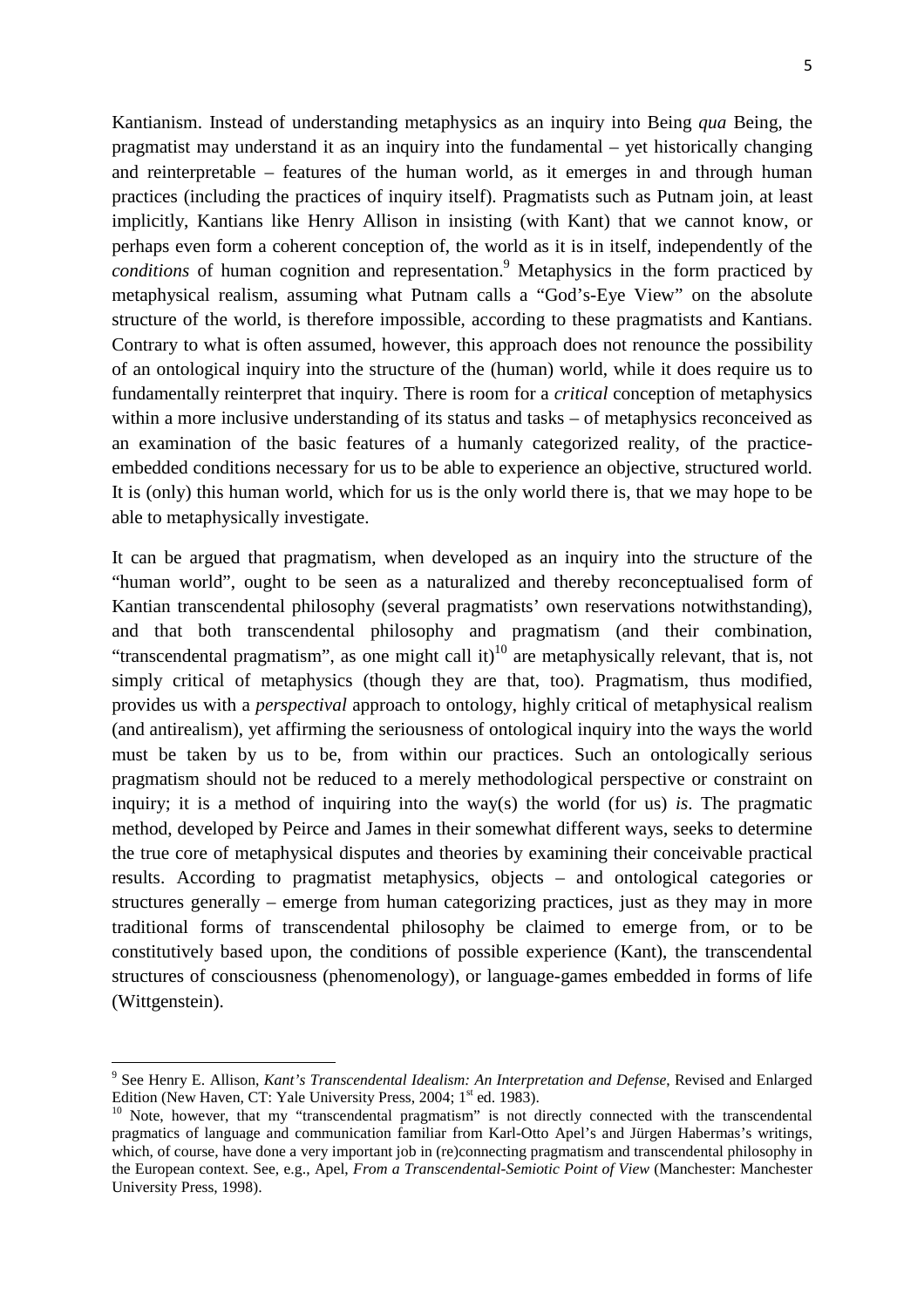Kantianism. Instead of understanding metaphysics as an inquiry into Being *qua* Being, the pragmatist may understand it as an inquiry into the fundamental – yet historically changing and reinterpretable – features of the human world, as it emerges in and through human practices (including the practices of inquiry itself). Pragmatists such as Putnam join, at least implicitly, Kantians like Henry Allison in insisting (with Kant) that we cannot know, or perhaps even form a coherent conception of, the world as it is in itself, independently of the *conditions* of human cognition and representation.[9] Metaphysics in the form practiced by metaphysical realism, assuming what Putnam calls a "God's-Eye View" on the absolute structure of the world, is therefore impossible, according to these pragmatists and Kantians. Contrary to what is often assumed, however, this approach does not renounce the possibility of an ontological inquiry into the structure of the (human) world, while it does require us to fundamentally reinterpret that inquiry. There is room for a *critical* conception of metaphysics within a more inclusive understanding of its status and tasks – of metaphysics reconceived as an examination of the basic features of a humanly categorized reality, of the practice-embedded conditions necessary for us to be able to experience an objective, structured world. It is (only) this human world, which for us is the only world there is, that we may hope to be able to metaphysically investigate.

It can be argued that pragmatism, when developed as an inquiry into the structure of the "human world", ought to be seen as a naturalized and thereby reconceptualised form of Kantian transcendental philosophy (several pragmatists' own reservations notwithstanding), and that both transcendental philosophy and pragmatism (and their combination, "transcendental pragmatism", as one might call it)[10] are metaphysically relevant, that is, not simply critical of metaphysics (though they are that, too). Pragmatism, thus modified, provides us with a *perspectival* approach to ontology, highly critical of metaphysical realism (and antirealism), yet affirming the seriousness of ontological inquiry into the ways the world must be taken by us to be, from within our practices. Such an ontologically serious pragmatism should not be reduced to a merely methodological perspective or constraint on inquiry; it is a method of inquiring into the way(s) the world (for us) *is*. The pragmatic method, developed by Peirce and James in their somewhat different ways, seeks to determine the true core of metaphysical disputes and theories by examining their conceivable practical results. According to pragmatist metaphysics, objects – and ontological categories or structures generally – emerge from human categorizing practices, just as they may in more traditional forms of transcendental philosophy be claimed to emerge from, or to be constitutively based upon, the conditions of possible experience (Kant), the transcendental structures of consciousness (phenomenology), or language-games embedded in forms of life (Wittgenstein).

---

[9] See Henry E. Allison, *Kant's Transcendental Idealism: An Interpretation and Defense*, Revised and Enlarged Edition (New Haven, CT: Yale University Press, 2004; 1st ed. 1983).

[10] Note, however, that my "transcendental pragmatism" is not directly connected with the transcendental pragmatics of language and communication familiar from Karl-Otto Apel's and Jürgen Habermas's writings, which, of course, have done a very important job in (re)connecting pragmatism and transcendental philosophy in the European context. See, e.g., Apel, *From a Transcendental-Semiotic Point of View* (Manchester: Manchester University Press, 1998).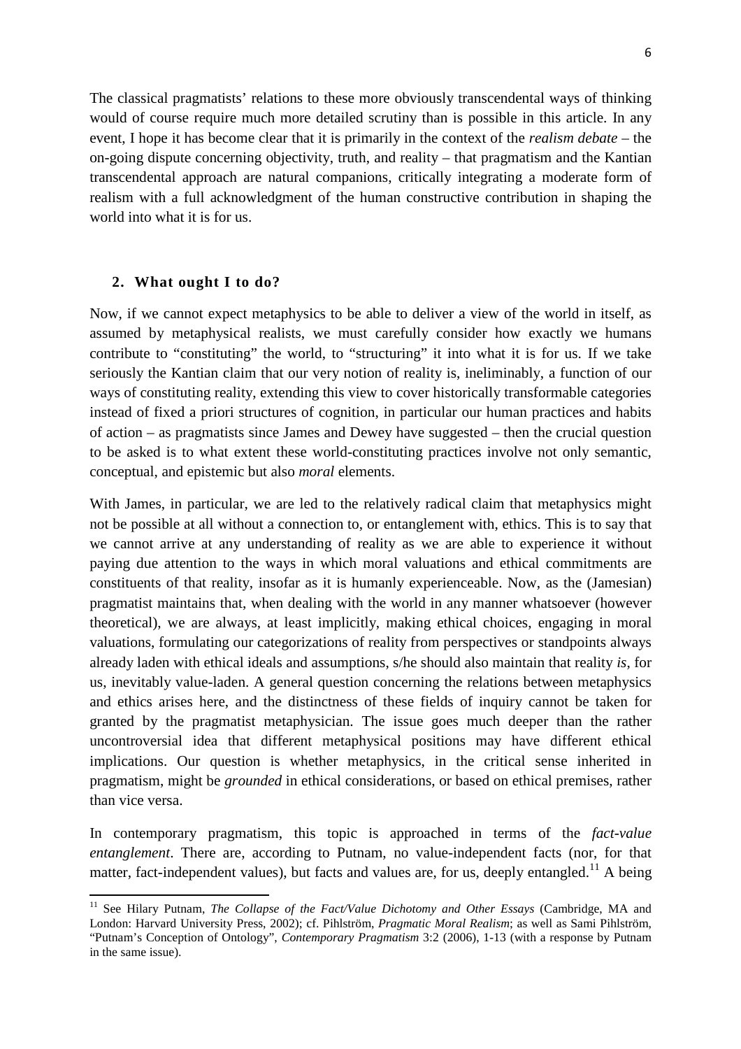The classical pragmatists' relations to these more obviously transcendental ways of thinking would of course require much more detailed scrutiny than is possible in this article. In any event, I hope it has become clear that it is primarily in the context of the *realism debate* – the on-going dispute concerning objectivity, truth, and reality – that pragmatism and the Kantian transcendental approach are natural companions, critically integrating a moderate form of realism with a full acknowledgment of the human constructive contribution in shaping the world into what it is for us.

## 2. What ought I to do?

Now, if we cannot expect metaphysics to be able to deliver a view of the world in itself, as assumed by metaphysical realists, we must carefully consider how exactly we humans contribute to "constituting" the world, to "structuring" it into what it is for us. If we take seriously the Kantian claim that our very notion of reality is, ineliminably, a function of our ways of constituting reality, extending this view to cover historically transformable categories instead of fixed a priori structures of cognition, in particular our human practices and habits of action – as pragmatists since James and Dewey have suggested – then the crucial question to be asked is to what extent these world-constituting practices involve not only semantic, conceptual, and epistemic but also *moral* elements.

With James, in particular, we are led to the relatively radical claim that metaphysics might not be possible at all without a connection to, or entanglement with, ethics. This is to say that we cannot arrive at any understanding of reality as we are able to experience it without paying due attention to the ways in which moral valuations and ethical commitments are constituents of that reality, insofar as it is humanly experienceable. Now, as the (Jamesian) pragmatist maintains that, when dealing with the world in any manner whatsoever (however theoretical), we are always, at least implicitly, making ethical choices, engaging in moral valuations, formulating our categorizations of reality from perspectives or standpoints always already laden with ethical ideals and assumptions, s/he should also maintain that reality *is*, for us, inevitably value-laden. A general question concerning the relations between metaphysics and ethics arises here, and the distinctness of these fields of inquiry cannot be taken for granted by the pragmatist metaphysician. The issue goes much deeper than the rather uncontroversial idea that different metaphysical positions may have different ethical implications. Our question is whether metaphysics, in the critical sense inherited in pragmatism, might be *grounded* in ethical considerations, or based on ethical premises, rather than vice versa.

In contemporary pragmatism, this topic is approached in terms of the *fact-value entanglement*. There are, according to Putnam, no value-independent facts (nor, for that matter, fact-independent values), but facts and values are, for us, deeply entangled.[11] A being

[11] See Hilary Putnam, *The Collapse of the Fact/Value Dichotomy and Other Essays* (Cambridge, MA and London: Harvard University Press, 2002); cf. Pihlström, *Pragmatic Moral Realism*; as well as Sami Pihlström, "Putnam's Conception of Ontology", *Contemporary Pragmatism* 3:2 (2006), 1-13 (with a response by Putnam in the same issue).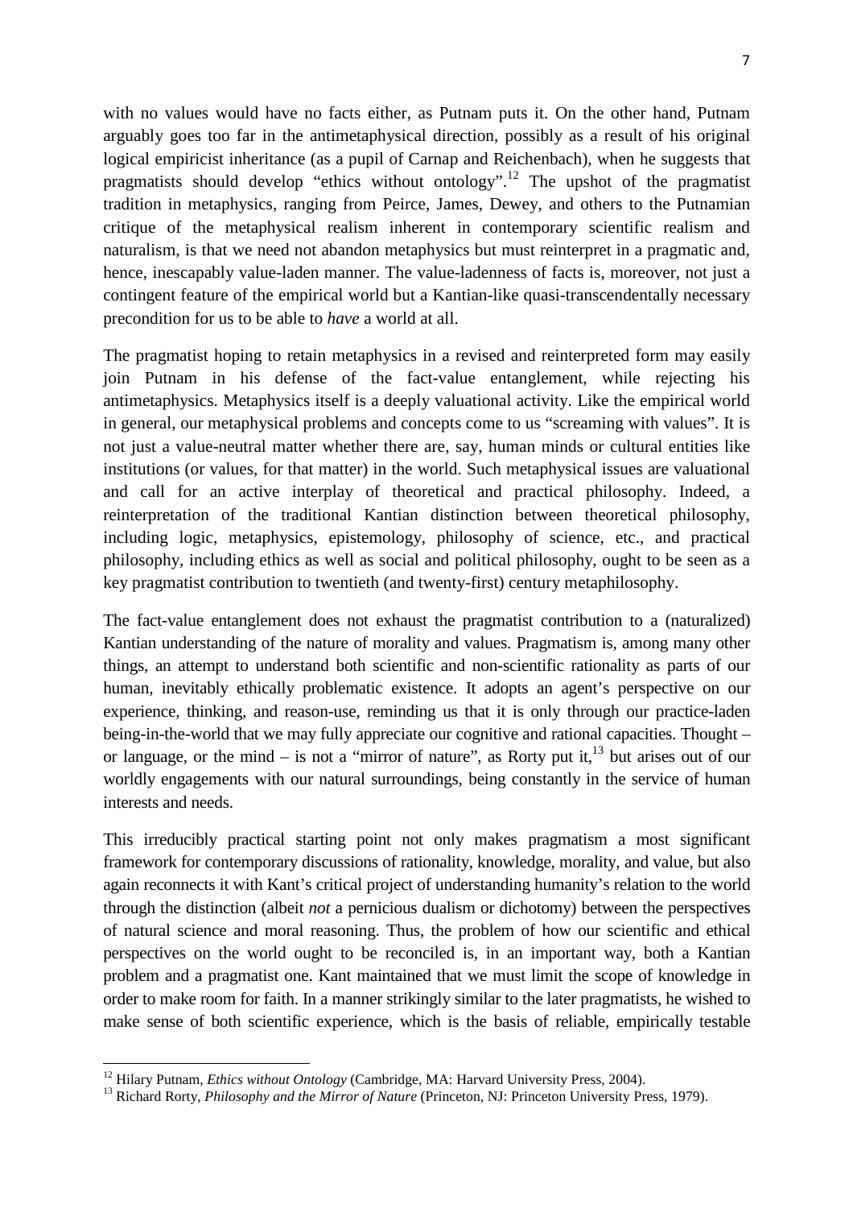with no values would have no facts either, as Putnam puts it. On the other hand, Putnam arguably goes too far in the antimetaphysical direction, possibly as a result of his original logical empiricist inheritance (as a pupil of Carnap and Reichenbach), when he suggests that pragmatists should develop "ethics without ontology".[12] The upshot of the pragmatist tradition in metaphysics, ranging from Peirce, James, Dewey, and others to the Putnamian critique of the metaphysical realism inherent in contemporary scientific realism and naturalism, is that we need not abandon metaphysics but must reinterpret in a pragmatic and, hence, inescapably value-laden manner. The value-ladenness of facts is, moreover, not just a contingent feature of the empirical world but a Kantian-like quasi-transcendentally necessary precondition for us to be able to *have* a world at all.

The pragmatist hoping to retain metaphysics in a revised and reinterpreted form may easily join Putnam in his defense of the fact-value entanglement, while rejecting his antimetaphysics. Metaphysics itself is a deeply valuational activity. Like the empirical world in general, our metaphysical problems and concepts come to us "screaming with values". It is not just a value-neutral matter whether there are, say, human minds or cultural entities like institutions (or values, for that matter) in the world. Such metaphysical issues are valuational and call for an active interplay of theoretical and practical philosophy. Indeed, a reinterpretation of the traditional Kantian distinction between theoretical philosophy, including logic, metaphysics, epistemology, philosophy of science, etc., and practical philosophy, including ethics as well as social and political philosophy, ought to be seen as a key pragmatist contribution to twentieth (and twenty-first) century metaphilosophy.

The fact-value entanglement does not exhaust the pragmatist contribution to a (naturalized) Kantian understanding of the nature of morality and values. Pragmatism is, among many other things, an attempt to understand both scientific and non-scientific rationality as parts of our human, inevitably ethically problematic existence. It adopts an agent's perspective on our experience, thinking, and reason-use, reminding us that it is only through our practice-laden being-in-the-world that we may fully appreciate our cognitive and rational capacities. Thought – or language, or the mind – is not a "mirror of nature", as Rorty put it,[13] but arises out of our worldly engagements with our natural surroundings, being constantly in the service of human interests and needs.

This irreducibly practical starting point not only makes pragmatism a most significant framework for contemporary discussions of rationality, knowledge, morality, and value, but also again reconnects it with Kant's critical project of understanding humanity's relation to the world through the distinction (albeit *not* a pernicious dualism or dichotomy) between the perspectives of natural science and moral reasoning. Thus, the problem of how our scientific and ethical perspectives on the world ought to be reconciled is, in an important way, both a Kantian problem and a pragmatist one. Kant maintained that we must limit the scope of knowledge in order to make room for faith. In a manner strikingly similar to the later pragmatists, he wished to make sense of both scientific experience, which is the basis of reliable, empirically testable

---

[12] Hilary Putnam, *Ethics without Ontology* (Cambridge, MA: Harvard University Press, 2004).

[13] Richard Rorty, *Philosophy and the Mirror of Nature* (Princeton, NJ: Princeton University Press, 1979).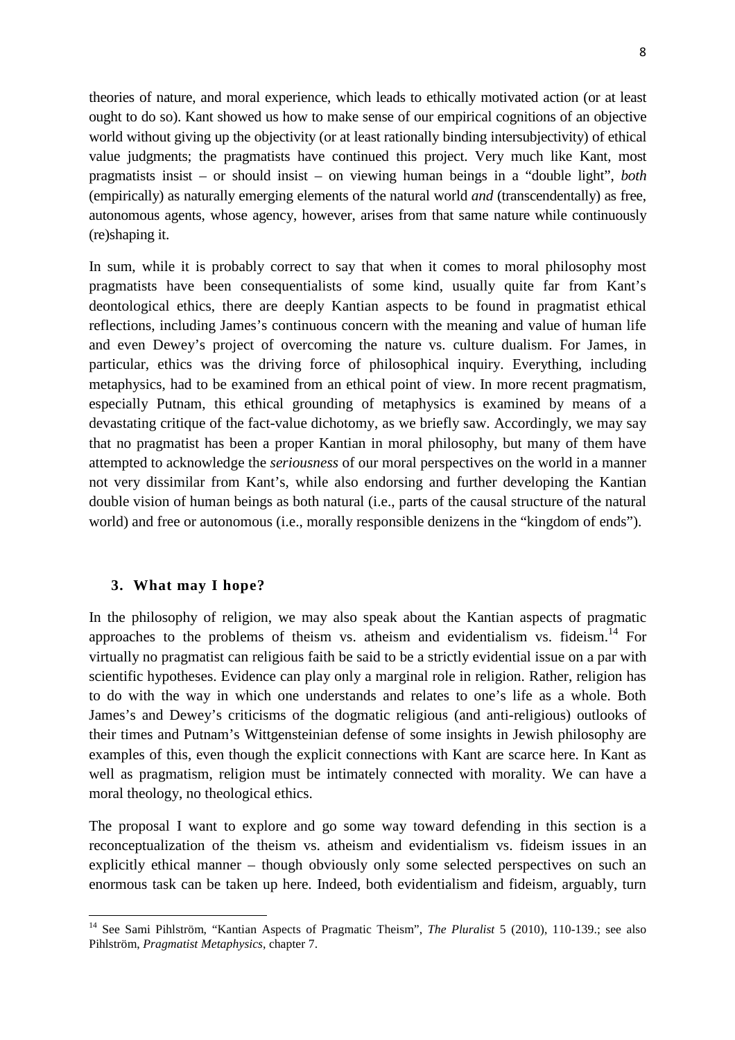theories of nature, and moral experience, which leads to ethically motivated action (or at least ought to do so). Kant showed us how to make sense of our empirical cognitions of an objective world without giving up the objectivity (or at least rationally binding intersubjectivity) of ethical value judgments; the pragmatists have continued this project. Very much like Kant, most pragmatists insist – or should insist – on viewing human beings in a "double light", *both* (empirically) as naturally emerging elements of the natural world *and* (transcendentally) as free, autonomous agents, whose agency, however, arises from that same nature while continuously (re)shaping it.

In sum, while it is probably correct to say that when it comes to moral philosophy most pragmatists have been consequentialists of some kind, usually quite far from Kant's deontological ethics, there are deeply Kantian aspects to be found in pragmatist ethical reflections, including James's continuous concern with the meaning and value of human life and even Dewey's project of overcoming the nature vs. culture dualism. For James, in particular, ethics was the driving force of philosophical inquiry. Everything, including metaphysics, had to be examined from an ethical point of view. In more recent pragmatism, especially Putnam, this ethical grounding of metaphysics is examined by means of a devastating critique of the fact-value dichotomy, as we briefly saw. Accordingly, we may say that no pragmatist has been a proper Kantian in moral philosophy, but many of them have attempted to acknowledge the *seriousness* of our moral perspectives on the world in a manner not very dissimilar from Kant's, while also endorsing and further developing the Kantian double vision of human beings as both natural (i.e., parts of the causal structure of the natural world) and free or autonomous (i.e., morally responsible denizens in the "kingdom of ends").

### 3. What may I hope?

In the philosophy of religion, we may also speak about the Kantian aspects of pragmatic approaches to the problems of theism vs. atheism and evidentialism vs. fideism.[14] For virtually no pragmatist can religious faith be said to be a strictly evidential issue on a par with scientific hypotheses. Evidence can play only a marginal role in religion. Rather, religion has to do with the way in which one understands and relates to one's life as a whole. Both James's and Dewey's criticisms of the dogmatic religious (and anti-religious) outlooks of their times and Putnam's Wittgensteinian defense of some insights in Jewish philosophy are examples of this, even though the explicit connections with Kant are scarce here. In Kant as well as pragmatism, religion must be intimately connected with morality. We can have a moral theology, no theological ethics.

The proposal I want to explore and go some way toward defending in this section is a reconceptualization of the theism vs. atheism and evidentialism vs. fideism issues in an explicitly ethical manner – though obviously only some selected perspectives on such an enormous task can be taken up here. Indeed, both evidentialism and fideism, arguably, turn

---

[14] See Sami Pihlström, "Kantian Aspects of Pragmatic Theism", *The Pluralist* 5 (2010), 110-139.; see also Pihlström, *Pragmatist Metaphysics*, chapter 7.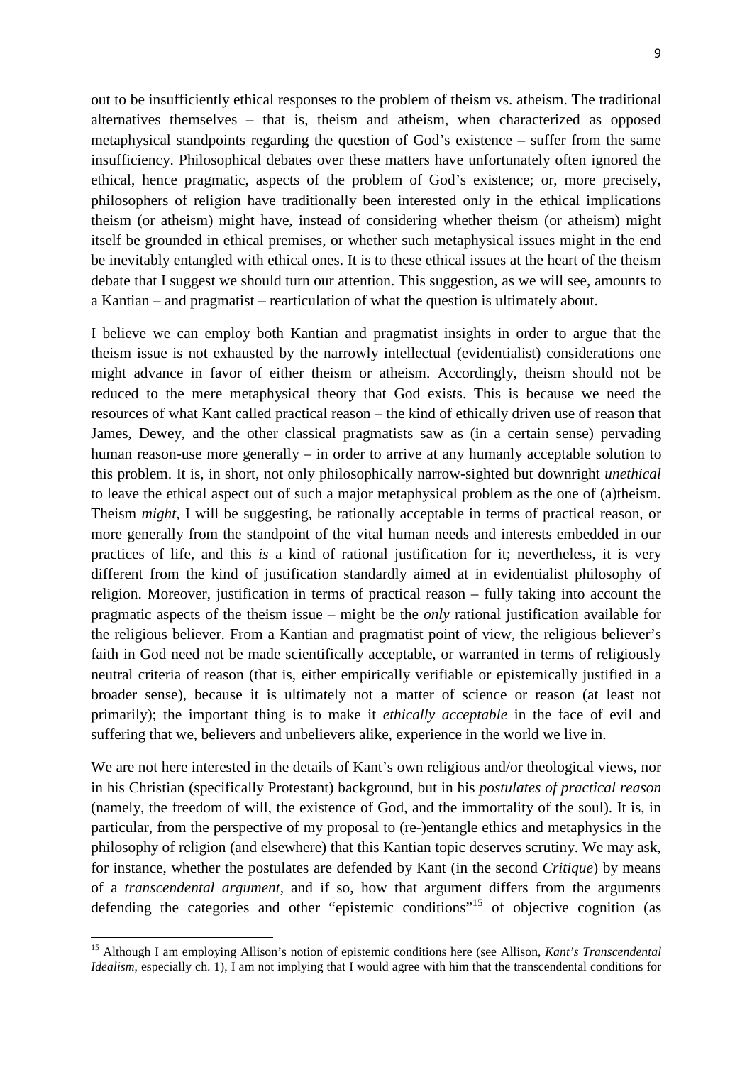out to be insufficiently ethical responses to the problem of theism vs. atheism. The traditional alternatives themselves – that is, theism and atheism, when characterized as opposed metaphysical standpoints regarding the question of God's existence – suffer from the same insufficiency. Philosophical debates over these matters have unfortunately often ignored the ethical, hence pragmatic, aspects of the problem of God's existence; or, more precisely, philosophers of religion have traditionally been interested only in the ethical implications theism (or atheism) might have, instead of considering whether theism (or atheism) might itself be grounded in ethical premises, or whether such metaphysical issues might in the end be inevitably entangled with ethical ones. It is to these ethical issues at the heart of the theism debate that I suggest we should turn our attention. This suggestion, as we will see, amounts to a Kantian – and pragmatist – rearticulation of what the question is ultimately about.

I believe we can employ both Kantian and pragmatist insights in order to argue that the theism issue is not exhausted by the narrowly intellectual (evidentialist) considerations one might advance in favor of either theism or atheism. Accordingly, theism should not be reduced to the mere metaphysical theory that God exists. This is because we need the resources of what Kant called practical reason – the kind of ethically driven use of reason that James, Dewey, and the other classical pragmatists saw as (in a certain sense) pervading human reason-use more generally – in order to arrive at any humanly acceptable solution to this problem. It is, in short, not only philosophically narrow-sighted but downright *unethical* to leave the ethical aspect out of such a major metaphysical problem as the one of (a)theism. Theism *might*, I will be suggesting, be rationally acceptable in terms of practical reason, or more generally from the standpoint of the vital human needs and interests embedded in our practices of life, and this *is* a kind of rational justification for it; nevertheless, it is very different from the kind of justification standardly aimed at in evidentialist philosophy of religion. Moreover, justification in terms of practical reason – fully taking into account the pragmatic aspects of the theism issue – might be the *only* rational justification available for the religious believer. From a Kantian and pragmatist point of view, the religious believer's faith in God need not be made scientifically acceptable, or warranted in terms of religiously neutral criteria of reason (that is, either empirically verifiable or epistemically justified in a broader sense), because it is ultimately not a matter of science or reason (at least not primarily); the important thing is to make it *ethically acceptable* in the face of evil and suffering that we, believers and unbelievers alike, experience in the world we live in.

We are not here interested in the details of Kant's own religious and/or theological views, nor in his Christian (specifically Protestant) background, but in his *postulates of practical reason* (namely, the freedom of will, the existence of God, and the immortality of the soul). It is, in particular, from the perspective of my proposal to (re-)entangle ethics and metaphysics in the philosophy of religion (and elsewhere) that this Kantian topic deserves scrutiny. We may ask, for instance, whether the postulates are defended by Kant (in the second *Critique*) by means of a *transcendental argument*, and if so, how that argument differs from the arguments defending the categories and other "epistemic conditions"[15] of objective cognition (as

[15] Although I am employing Allison's notion of epistemic conditions here (see Allison, *Kant's Transcendental Idealism*, especially ch. 1), I am not implying that I would agree with him that the transcendental conditions for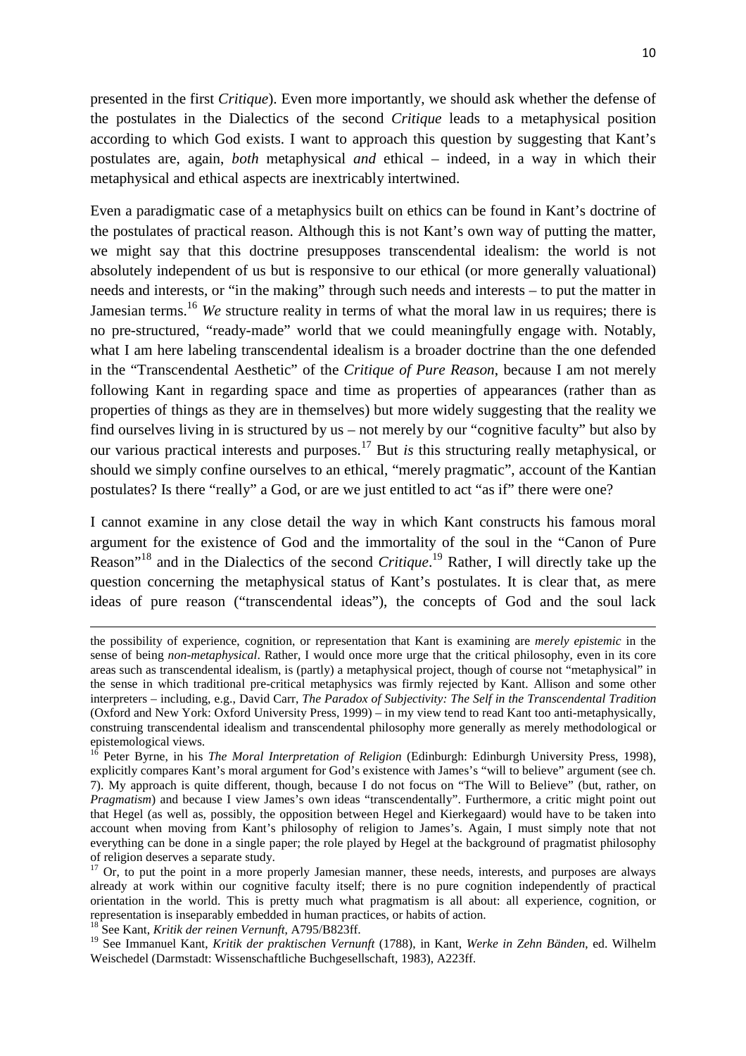presented in the first *Critique*). Even more importantly, we should ask whether the defense of the postulates in the Dialectics of the second *Critique* leads to a metaphysical position according to which God exists. I want to approach this question by suggesting that Kant's postulates are, again, *both* metaphysical *and* ethical – indeed, in a way in which their metaphysical and ethical aspects are inextricably intertwined.

Even a paradigmatic case of a metaphysics built on ethics can be found in Kant's doctrine of the postulates of practical reason. Although this is not Kant's own way of putting the matter, we might say that this doctrine presupposes transcendental idealism: the world is not absolutely independent of us but is responsive to our ethical (or more generally valuational) needs and interests, or "in the making" through such needs and interests – to put the matter in Jamesian terms.[16] *We* structure reality in terms of what the moral law in us requires; there is no pre-structured, "ready-made" world that we could meaningfully engage with. Notably, what I am here labeling transcendental idealism is a broader doctrine than the one defended in the "Transcendental Aesthetic" of the *Critique of Pure Reason*, because I am not merely following Kant in regarding space and time as properties of appearances (rather than as properties of things as they are in themselves) but more widely suggesting that the reality we find ourselves living in is structured by us – not merely by our "cognitive faculty" but also by our various practical interests and purposes.[17] But *is* this structuring really metaphysical, or should we simply confine ourselves to an ethical, "merely pragmatic", account of the Kantian postulates? Is there "really" a God, or are we just entitled to act "as if" there were one?

I cannot examine in any close detail the way in which Kant constructs his famous moral argument for the existence of God and the immortality of the soul in the "Canon of Pure Reason"[18] and in the Dialectics of the second *Critique*.[19] Rather, I will directly take up the question concerning the metaphysical status of Kant's postulates. It is clear that, as mere ideas of pure reason ("transcendental ideas"), the concepts of God and the soul lack

---

the possibility of experience, cognition, or representation that Kant is examining are *merely epistemic* in the sense of being *non-metaphysical*. Rather, I would once more urge that the critical philosophy, even in its core areas such as transcendental idealism, is (partly) a metaphysical project, though of course not "metaphysical" in the sense in which traditional pre-critical metaphysics was firmly rejected by Kant. Allison and some other interpreters – including, e.g., David Carr, *The Paradox of Subjectivity: The Self in the Transcendental Tradition* (Oxford and New York: Oxford University Press, 1999) – in my view tend to read Kant too anti-metaphysically, construing transcendental idealism and transcendental philosophy more generally as merely methodological or epistemological views.

[16] Peter Byrne, in his *The Moral Interpretation of Religion* (Edinburgh: Edinburgh University Press, 1998), explicitly compares Kant's moral argument for God's existence with James's "will to believe" argument (see ch. 7). My approach is quite different, though, because I do not focus on "The Will to Believe" (but, rather, on *Pragmatism*) and because I view James's own ideas "transcendentally". Furthermore, a critic might point out that Hegel (as well as, possibly, the opposition between Hegel and Kierkegaard) would have to be taken into account when moving from Kant's philosophy of religion to James's. Again, I must simply note that not everything can be done in a single paper; the role played by Hegel at the background of pragmatist philosophy of religion deserves a separate study.

[17] Or, to put the point in a more properly Jamesian manner, these needs, interests, and purposes are always already at work within our cognitive faculty itself; there is no pure cognition independently of practical orientation in the world. This is pretty much what pragmatism is all about: all experience, cognition, or representation is inseparably embedded in human practices, or habits of action.

[18] See Kant, *Kritik der reinen Vernunft*, A795/B823ff.

[19] See Immanuel Kant, *Kritik der praktischen Vernunft* (1788), in Kant, *Werke in Zehn Bänden*, ed. Wilhelm Weischedel (Darmstadt: Wissenschaftliche Buchgesellschaft, 1983), A223ff.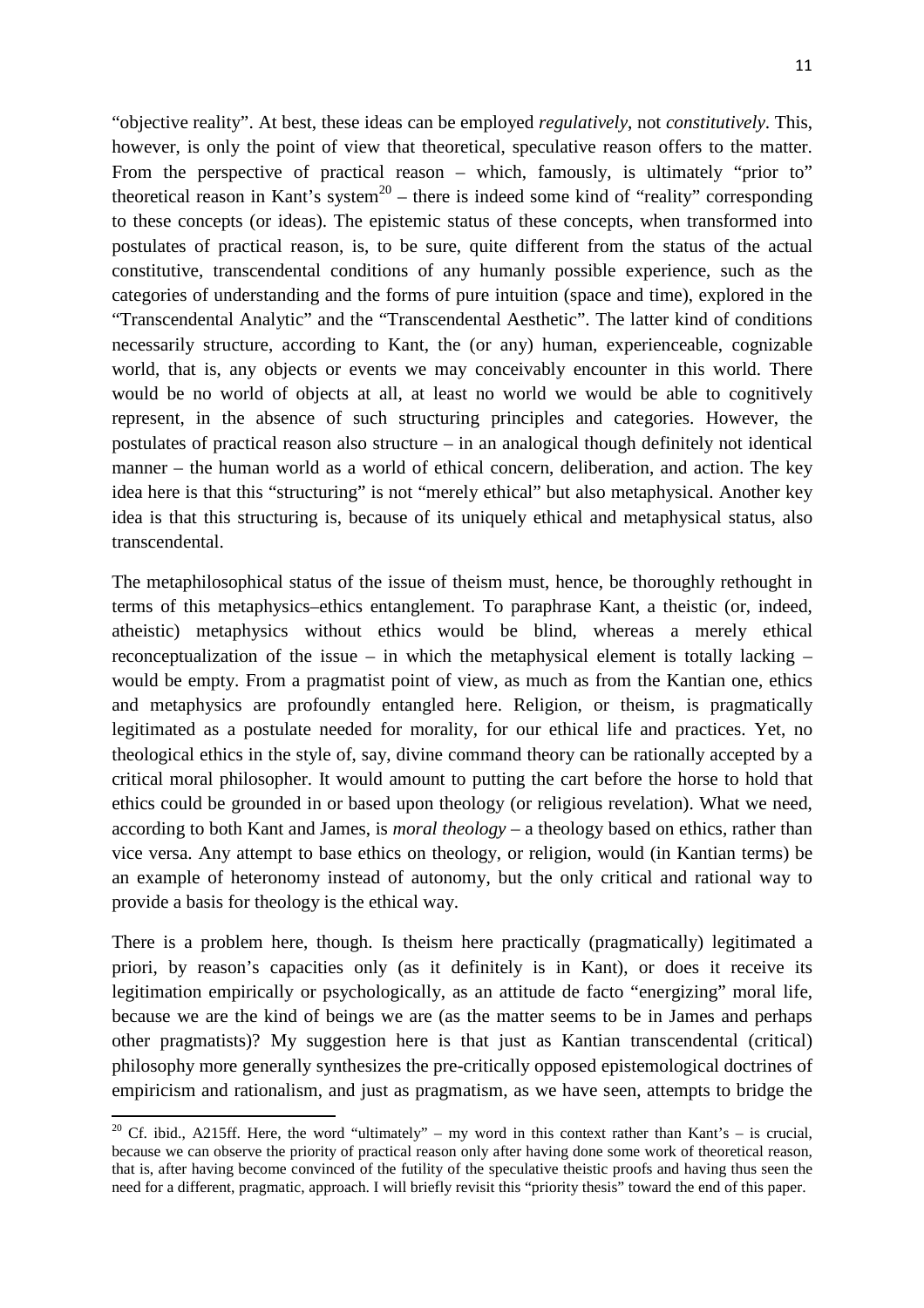"objective reality". At best, these ideas can be employed *regulatively*, not *constitutively*. This, however, is only the point of view that theoretical, speculative reason offers to the matter. From the perspective of practical reason – which, famously, is ultimately "prior to" theoretical reason in Kant's system[20] – there is indeed some kind of "reality" corresponding to these concepts (or ideas). The epistemic status of these concepts, when transformed into postulates of practical reason, is, to be sure, quite different from the status of the actual constitutive, transcendental conditions of any humanly possible experience, such as the categories of understanding and the forms of pure intuition (space and time), explored in the "Transcendental Analytic" and the "Transcendental Aesthetic". The latter kind of conditions necessarily structure, according to Kant, the (or any) human, experienceable, cognizable world, that is, any objects or events we may conceivably encounter in this world. There would be no world of objects at all, at least no world we would be able to cognitively represent, in the absence of such structuring principles and categories. However, the postulates of practical reason also structure – in an analogical though definitely not identical manner – the human world as a world of ethical concern, deliberation, and action. The key idea here is that this "structuring" is not "merely ethical" but also metaphysical. Another key idea is that this structuring is, because of its uniquely ethical and metaphysical status, also transcendental.

The metaphilosophical status of the issue of theism must, hence, be thoroughly rethought in terms of this metaphysics–ethics entanglement. To paraphrase Kant, a theistic (or, indeed, atheistic) metaphysics without ethics would be blind, whereas a merely ethical reconceptualization of the issue – in which the metaphysical element is totally lacking – would be empty. From a pragmatist point of view, as much as from the Kantian one, ethics and metaphysics are profoundly entangled here. Religion, or theism, is pragmatically legitimated as a postulate needed for morality, for our ethical life and practices. Yet, no theological ethics in the style of, say, divine command theory can be rationally accepted by a critical moral philosopher. It would amount to putting the cart before the horse to hold that ethics could be grounded in or based upon theology (or religious revelation). What we need, according to both Kant and James, is *moral theology* – a theology based on ethics, rather than vice versa. Any attempt to base ethics on theology, or religion, would (in Kantian terms) be an example of heteronomy instead of autonomy, but the only critical and rational way to provide a basis for theology is the ethical way.

There is a problem here, though. Is theism here practically (pragmatically) legitimated a priori, by reason's capacities only (as it definitely is in Kant), or does it receive its legitimation empirically or psychologically, as an attitude de facto "energizing" moral life, because we are the kind of beings we are (as the matter seems to be in James and perhaps other pragmatists)? My suggestion here is that just as Kantian transcendental (critical) philosophy more generally synthesizes the pre-critically opposed epistemological doctrines of empiricism and rationalism, and just as pragmatism, as we have seen, attempts to bridge the

[20] Cf. ibid., A215ff. Here, the word "ultimately" – my word in this context rather than Kant's – is crucial, because we can observe the priority of practical reason only after having done some work of theoretical reason, that is, after having become convinced of the futility of the speculative theistic proofs and having thus seen the need for a different, pragmatic, approach. I will briefly revisit this "priority thesis" toward the end of this paper.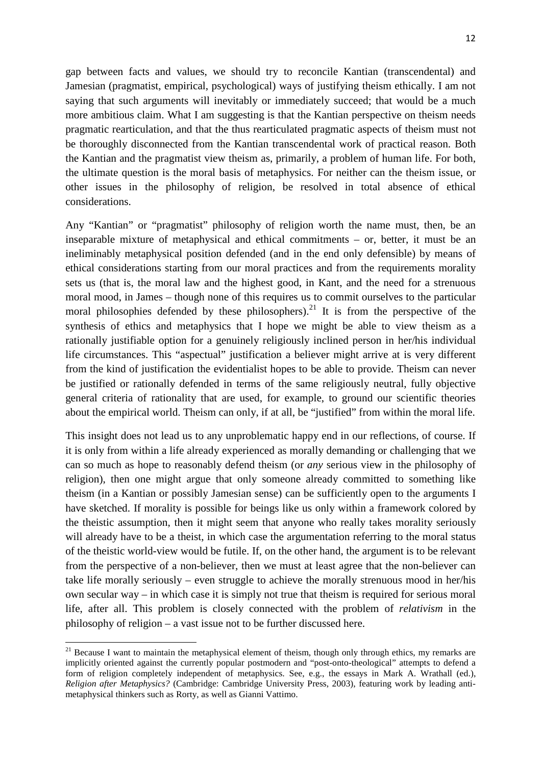gap between facts and values, we should try to reconcile Kantian (transcendental) and Jamesian (pragmatist, empirical, psychological) ways of justifying theism ethically. I am not saying that such arguments will inevitably or immediately succeed; that would be a much more ambitious claim. What I am suggesting is that the Kantian perspective on theism needs pragmatic rearticulation, and that the thus rearticulated pragmatic aspects of theism must not be thoroughly disconnected from the Kantian transcendental work of practical reason. Both the Kantian and the pragmatist view theism as, primarily, a problem of human life. For both, the ultimate question is the moral basis of metaphysics. For neither can the theism issue, or other issues in the philosophy of religion, be resolved in total absence of ethical considerations.

Any "Kantian" or "pragmatist" philosophy of religion worth the name must, then, be an inseparable mixture of metaphysical and ethical commitments – or, better, it must be an ineliminably metaphysical position defended (and in the end only defensible) by means of ethical considerations starting from our moral practices and from the requirements morality sets us (that is, the moral law and the highest good, in Kant, and the need for a strenuous moral mood, in James – though none of this requires us to commit ourselves to the particular moral philosophies defended by these philosophers).[21] It is from the perspective of the synthesis of ethics and metaphysics that I hope we might be able to view theism as a rationally justifiable option for a genuinely religiously inclined person in her/his individual life circumstances. This "aspectual" justification a believer might arrive at is very different from the kind of justification the evidentialist hopes to be able to provide. Theism can never be justified or rationally defended in terms of the same religiously neutral, fully objective general criteria of rationality that are used, for example, to ground our scientific theories about the empirical world. Theism can only, if at all, be "justified" from within the moral life.

This insight does not lead us to any unproblematic happy end in our reflections, of course. If it is only from within a life already experienced as morally demanding or challenging that we can so much as hope to reasonably defend theism (or *any* serious view in the philosophy of religion), then one might argue that only someone already committed to something like theism (in a Kantian or possibly Jamesian sense) can be sufficiently open to the arguments I have sketched. If morality is possible for beings like us only within a framework colored by the theistic assumption, then it might seem that anyone who really takes morality seriously will already have to be a theist, in which case the argumentation referring to the moral status of the theistic world-view would be futile. If, on the other hand, the argument is to be relevant from the perspective of a non-believer, then we must at least agree that the non-believer can take life morally seriously – even struggle to achieve the morally strenuous mood in her/his own secular way – in which case it is simply not true that theism is required for serious moral life, after all. This problem is closely connected with the problem of *relativism* in the philosophy of religion – a vast issue not to be further discussed here.

[21] Because I want to maintain the metaphysical element of theism, though only through ethics, my remarks are implicitly oriented against the currently popular postmodern and "post-onto-theological" attempts to defend a form of religion completely independent of metaphysics. See, e.g., the essays in Mark A. Wrathall (ed.), *Religion after Metaphysics?* (Cambridge: Cambridge University Press, 2003), featuring work by leading anti-metaphysical thinkers such as Rorty, as well as Gianni Vattimo.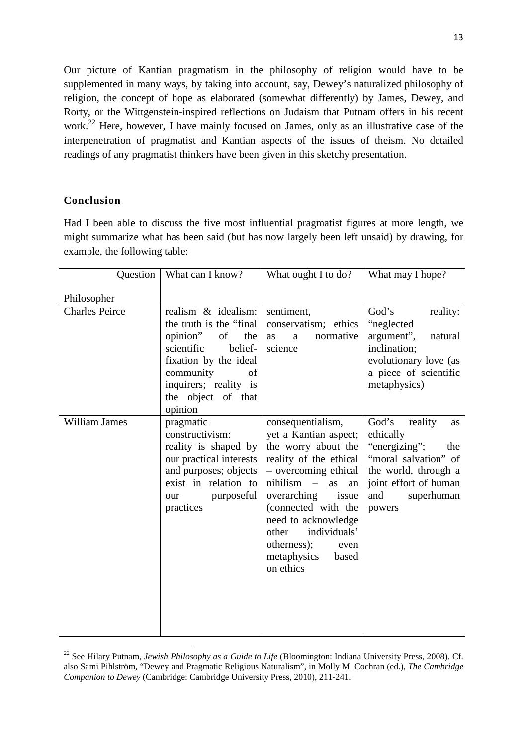Our picture of Kantian pragmatism in the philosophy of religion would have to be supplemented in many ways, by taking into account, say, Dewey's naturalized philosophy of religion, the concept of hope as elaborated (somewhat differently) by James, Dewey, and Rorty, or the Wittgenstein-inspired reflections on Judaism that Putnam offers in his recent work.[22] Here, however, I have mainly focused on James, only as an illustrative case of the interpenetration of pragmatist and Kantian aspects of the issues of theism. No detailed readings of any pragmatist thinkers have been given in this sketchy presentation.

## Conclusion

Had I been able to discuss the five most influential pragmatist figures at more length, we might summarize what has been said (but has now largely been left unsaid) by drawing, for example, the following table:

| Question / Philosopher | What can I know? | What ought I to do? | What may I hope? |
|---|---|---|---|
| Charles Peirce | realism & idealism: the truth is the "final opinion" of the scientific belief-fixation by the ideal community of inquirers; reality is the object of that opinion | sentiment, conservatism; ethics as a normative science | God's reality: "neglected argument", natural inclination; evolutionary love (as a piece of scientific metaphysics) |
| William James | pragmatic constructivism: reality is shaped by our practical interests and purposes; objects exist in relation to our purposeful practices | consequentialism, yet a Kantian aspect; the worry about the reality of the ethical – overcoming ethical nihilism – as an overarching issue (connected with the need to acknowledge other individuals' otherness); even metaphysics based on ethics | God's reality as ethically "energizing"; the "moral salvation" of the world, through a joint effort of human and superhuman powers |

[22] See Hilary Putnam, *Jewish Philosophy as a Guide to Life* (Bloomington: Indiana University Press, 2008). Cf. also Sami Pihlström, "Dewey and Pragmatic Religious Naturalism", in Molly M. Cochran (ed.), *The Cambridge Companion to Dewey* (Cambridge: Cambridge University Press, 2010), 211-241.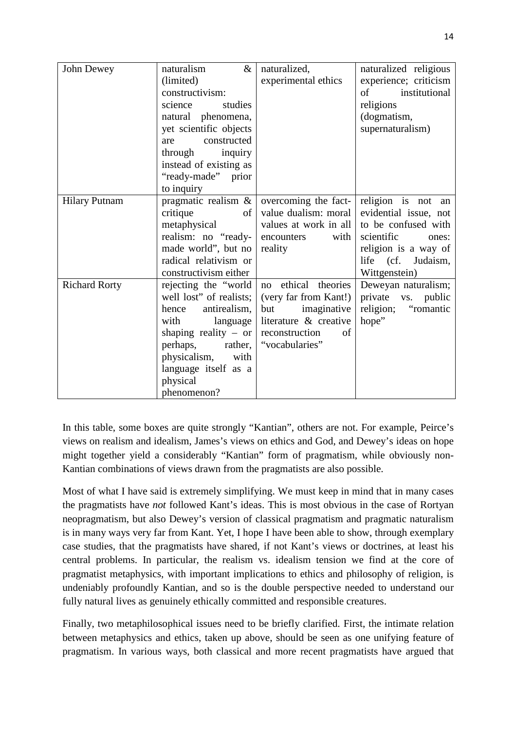| | | | |
|---|---|---|---|
| John Dewey | naturalism & (limited) constructivism: science studies natural phenomena, yet scientific objects are constructed through inquiry instead of existing as "ready-made" prior to inquiry | naturalized, experimental ethics | naturalized religious experience; criticism of institutional religions (dogmatism, supernaturalism) |
| Hilary Putnam | pragmatic realism & critique of metaphysical realism: no "ready-made world", but no radical relativism or constructivism either | overcoming the fact-value dualism: moral values at work in all encounters with reality | religion is not an evidential issue, not to be confused with scientific ones: religion is a way of life (cf. Judaism, Wittgenstein) |
| Richard Rorty | rejecting the "world well lost" of realists; hence antirealism, with language shaping reality – or perhaps, rather, physicalism, with language itself as a physical phenomenon? | no ethical theories (very far from Kant!) but imaginative literature & creative reconstruction of "vocabularies" | Deweyan naturalism; private vs. public religion; "romantic hope" |

In this table, some boxes are quite strongly "Kantian", others are not. For example, Peirce's views on realism and idealism, James's views on ethics and God, and Dewey's ideas on hope might together yield a considerably "Kantian" form of pragmatism, while obviously non-Kantian combinations of views drawn from the pragmatists are also possible.

Most of what I have said is extremely simplifying. We must keep in mind that in many cases the pragmatists have *not* followed Kant's ideas. This is most obvious in the case of Rortyan neopragmatism, but also Dewey's version of classical pragmatism and pragmatic naturalism is in many ways very far from Kant. Yet, I hope I have been able to show, through exemplary case studies, that the pragmatists have shared, if not Kant's views or doctrines, at least his central problems. In particular, the realism vs. idealism tension we find at the core of pragmatist metaphysics, with important implications to ethics and philosophy of religion, is undeniably profoundly Kantian, and so is the double perspective needed to understand our fully natural lives as genuinely ethically committed and responsible creatures.

Finally, two metaphilosophical issues need to be briefly clarified. First, the intimate relation between metaphysics and ethics, taken up above, should be seen as one unifying feature of pragmatism. In various ways, both classical and more recent pragmatists have argued that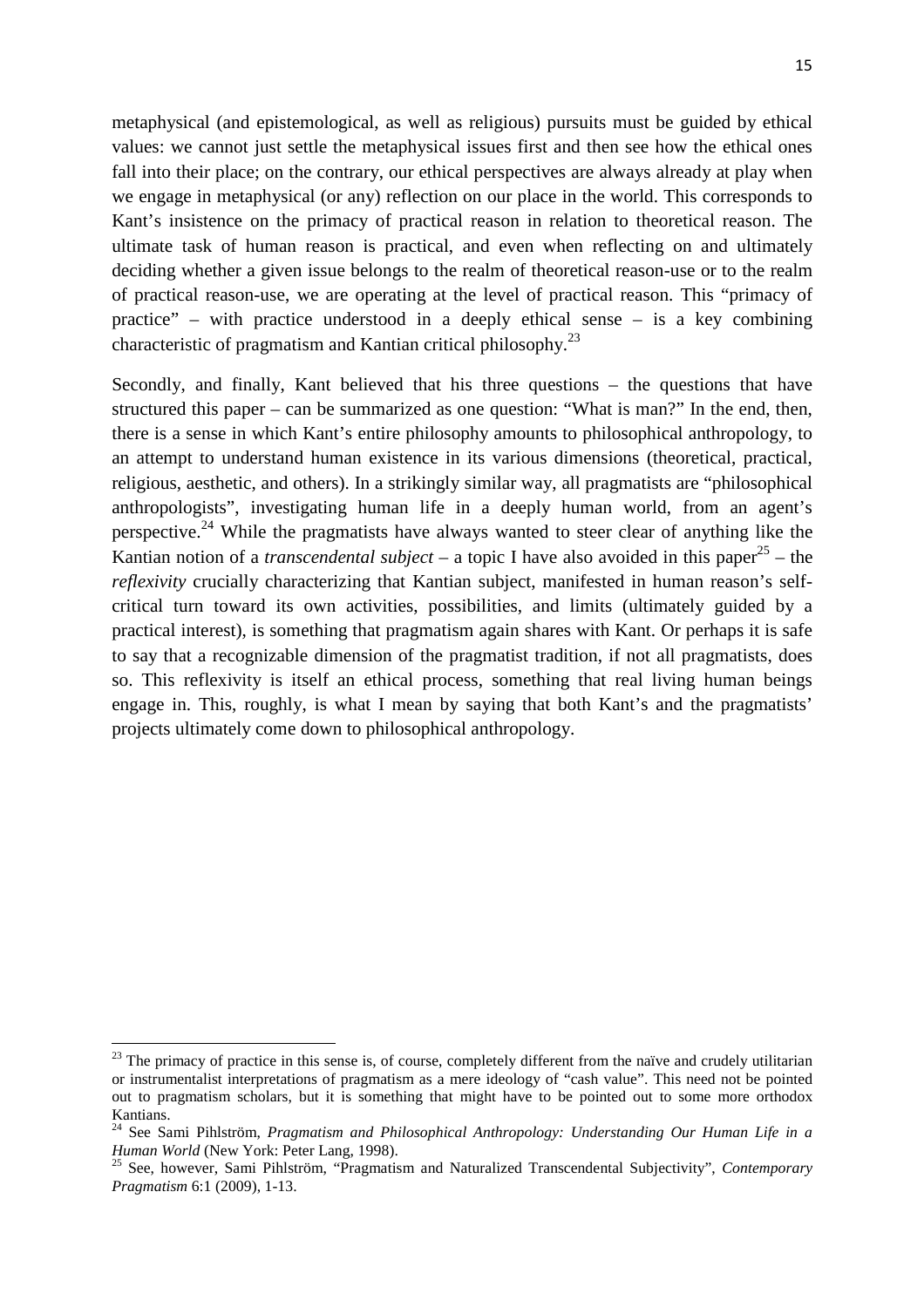metaphysical (and epistemological, as well as religious) pursuits must be guided by ethical values: we cannot just settle the metaphysical issues first and then see how the ethical ones fall into their place; on the contrary, our ethical perspectives are always already at play when we engage in metaphysical (or any) reflection on our place in the world. This corresponds to Kant's insistence on the primacy of practical reason in relation to theoretical reason. The ultimate task of human reason is practical, and even when reflecting on and ultimately deciding whether a given issue belongs to the realm of theoretical reason-use or to the realm of practical reason-use, we are operating at the level of practical reason. This "primacy of practice" – with practice understood in a deeply ethical sense – is a key combining characteristic of pragmatism and Kantian critical philosophy.[23]

Secondly, and finally, Kant believed that his three questions – the questions that have structured this paper – can be summarized as one question: "What is man?" In the end, then, there is a sense in which Kant's entire philosophy amounts to philosophical anthropology, to an attempt to understand human existence in its various dimensions (theoretical, practical, religious, aesthetic, and others). In a strikingly similar way, all pragmatists are "philosophical anthropologists", investigating human life in a deeply human world, from an agent's perspective.[24] While the pragmatists have always wanted to steer clear of anything like the Kantian notion of a *transcendental subject* – a topic I have also avoided in this paper[25] – the *reflexivity* crucially characterizing that Kantian subject, manifested in human reason's self-critical turn toward its own activities, possibilities, and limits (ultimately guided by a practical interest), is something that pragmatism again shares with Kant. Or perhaps it is safe to say that a recognizable dimension of the pragmatist tradition, if not all pragmatists, does so. This reflexivity is itself an ethical process, something that real living human beings engage in. This, roughly, is what I mean by saying that both Kant's and the pragmatists' projects ultimately come down to philosophical anthropology.

---

[23] The primacy of practice in this sense is, of course, completely different from the naïve and crudely utilitarian or instrumentalist interpretations of pragmatism as a mere ideology of "cash value". This need not be pointed out to pragmatism scholars, but it is something that might have to be pointed out to some more orthodox Kantians.

[24] See Sami Pihlström, *Pragmatism and Philosophical Anthropology: Understanding Our Human Life in a Human World* (New York: Peter Lang, 1998).

[25] See, however, Sami Pihlström, "Pragmatism and Naturalized Transcendental Subjectivity", *Contemporary Pragmatism* 6:1 (2009), 1-13.